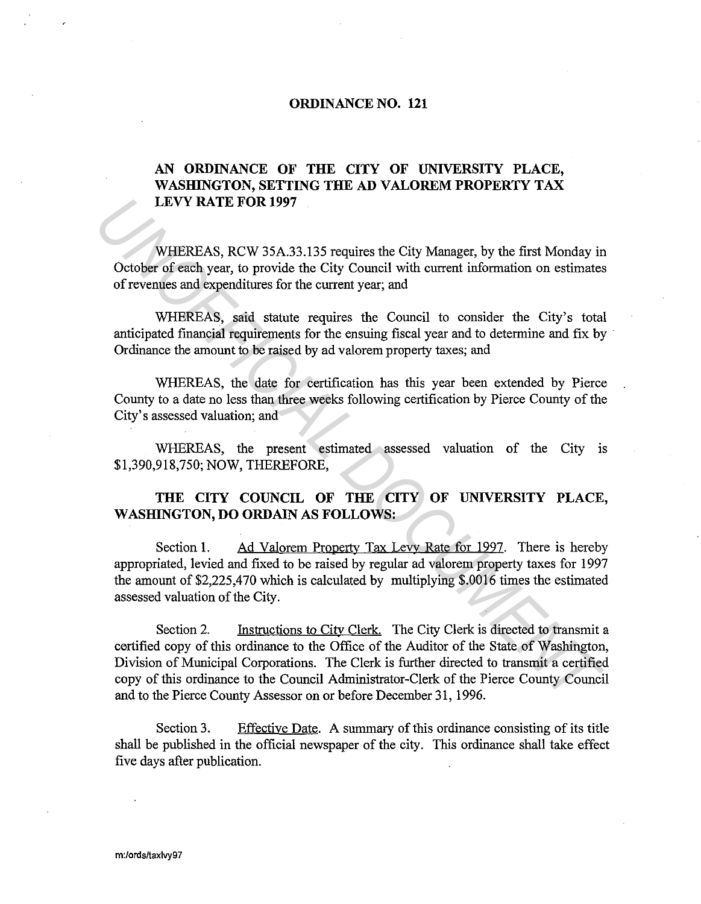# ORDINANCE NO. 121

## AN ORDINANCE OF THE CITY OF UNIVERSITY PLACE, WASHINGTON, SETTING THE AD VALOREM PROPERTY TAX LEVY RATE FOR 1997

WHEREAS, RCW 35A.33.135 requires the City Manager, by the first Monday in October of each year, to provide the City Council with current information on estimates of revenues and expenditures for the current year; and

WHEREAS, said statute requires the Council to consider the City's total anticipated financial requirements for the ensuing fiscal year and to determine and fix by Ordinance the amount to be raised by ad valorem property taxes; and

WHEREAS, the date for certification has this year been extended by Pierce County to a date no less than three weeks following certification by Pierce County of the City's assessed valuation; and

WHEREAS, the present estimated assessed valuation of the City is $1,390,918,750; NOW, THEREFORE,

**THE CITY COUNCIL OF THE CITY OF UNIVERSITY PLACE, WASHINGTON, DO ORDAIN AS FOLLOWS:**

Section 1. Ad Valorem Property Tax Levy Rate for 1997. There is hereby appropriated, levied and fixed to be raised by regular ad valorem property taxes for 1997 the amount of $2,225,470 which is calculated by multiplying $.0016 times the estimated assessed valuation of the City.

Section 2. Instructions to City Clerk. The City Clerk is directed to transmit a certified copy of this ordinance to the Office of the Auditor of the State of Washington, Division of Municipal Corporations. The Clerk is further directed to transmit a certified copy of this ordinance to the Council Administrator-Clerk of the Pierce County Council and to the Pierce County Assessor on or before December 31, 1996.

Section 3. Effective Date. A summary of this ordinance consisting of its title shall be published in the official newspaper of the city. This ordinance shall take effect five days after publication.

m:/ords/taxlvy97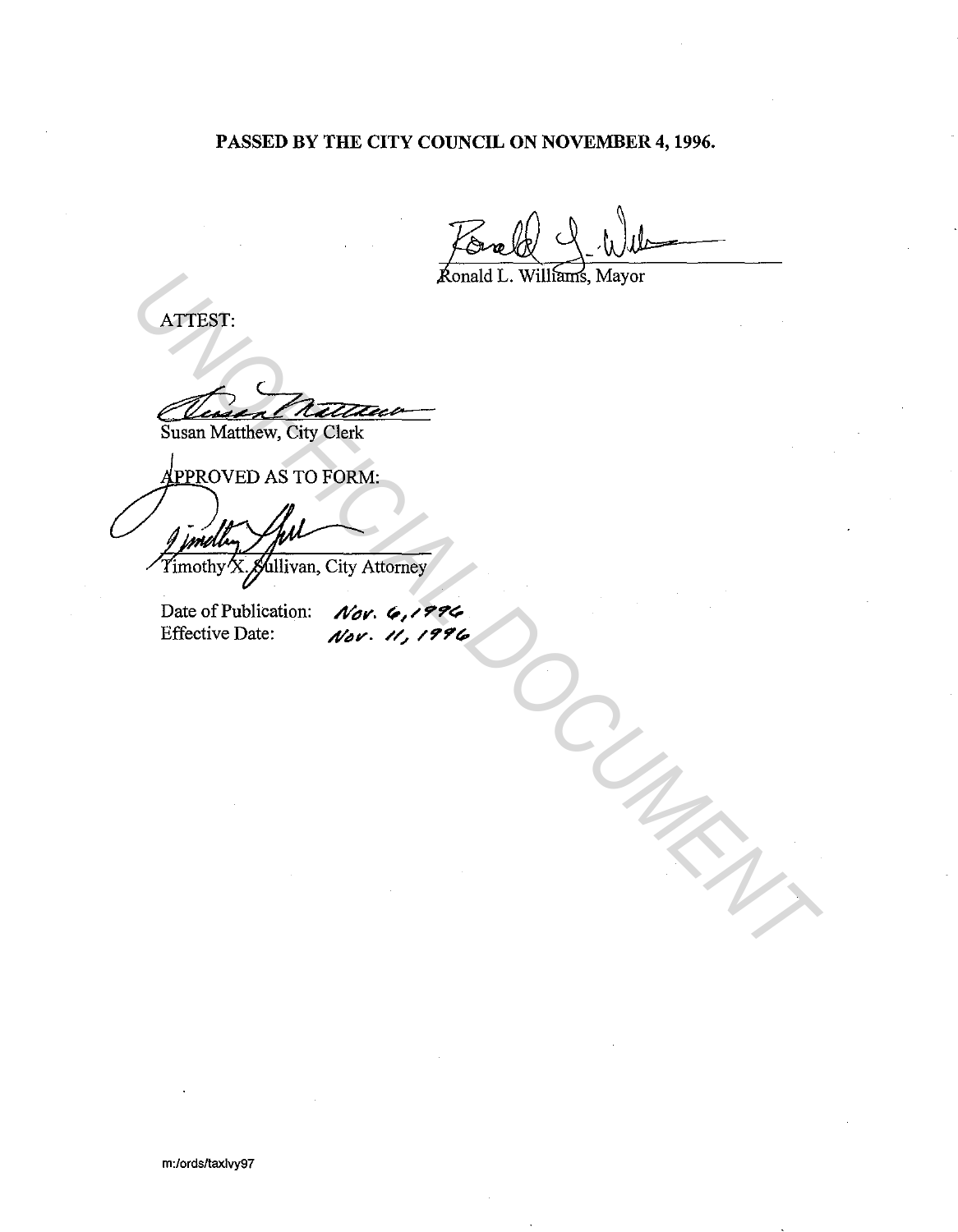**PASSED BY THE CITY COUNCIL ON NOVEMBER 4, 1996.**

Ronald L. Williams, Mayor

ATTEST:

Susan Matthew, City Clerk

APPROVED AS TO FORM:

Timothy X. Sullivan, City Attorney

Date of Publication: Nov. 6, 1996
Effective Date: Nov. 11, 1996

m:/ords/taxlvy97